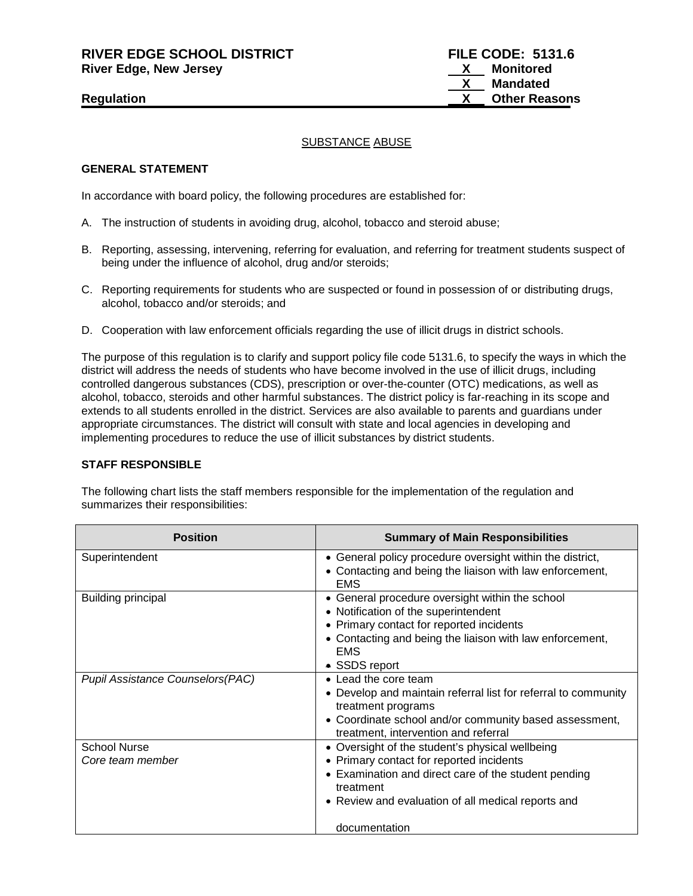**RIVER EDGE SCHOOL DISTRICT** **FILE CODE: 5131.6**
**River Edge, New Jersey**

X Monitored
X Mandated
X Other Reasons

**Regulation**

SUBSTANCE ABUSE

**GENERAL STATEMENT**

In accordance with board policy, the following procedures are established for:

A. The instruction of students in avoiding drug, alcohol, tobacco and steroid abuse;

B. Reporting, assessing, intervening, referring for evaluation, and referring for treatment students suspect of being under the influence of alcohol, drug and/or steroids;

C. Reporting requirements for students who are suspected or found in possession of or distributing drugs, alcohol, tobacco and/or steroids; and

D. Cooperation with law enforcement officials regarding the use of illicit drugs in district schools.

The purpose of this regulation is to clarify and support policy file code 5131.6, to specify the ways in which the district will address the needs of students who have become involved in the use of illicit drugs, including controlled dangerous substances (CDS), prescription or over-the-counter (OTC) medications, as well as alcohol, tobacco, steroids and other harmful substances. The district policy is far-reaching in its scope and extends to all students enrolled in the district. Services are also available to parents and guardians under appropriate circumstances. The district will consult with state and local agencies in developing and implementing procedures to reduce the use of illicit substances by district students.

**STAFF RESPONSIBLE**

The following chart lists the staff members responsible for the implementation of the regulation and summarizes their responsibilities:

| Position | Summary of Main Responsibilities |
|---|---|
| Superintendent | • General policy procedure oversight within the district,<br>• Contacting and being the liaison with law enforcement, EMS |
| Building principal | • General procedure oversight within the school<br>• Notification of the superintendent<br>• Primary contact for reported incidents<br>• Contacting and being the liaison with law enforcement, EMS<br>• SSDS report |
| *Pupil Assistance Counselors(PAC)* | • Lead the core team<br>• Develop and maintain referral list for referral to community treatment programs<br>• Coordinate school and/or community based assessment, treatment, intervention and referral |
| School Nurse<br>*Core team member* | • Oversight of the student's physical wellbeing<br>• Primary contact for reported incidents<br>• Examination and direct care of the student pending treatment<br>• Review and evaluation of all medical reports and documentation |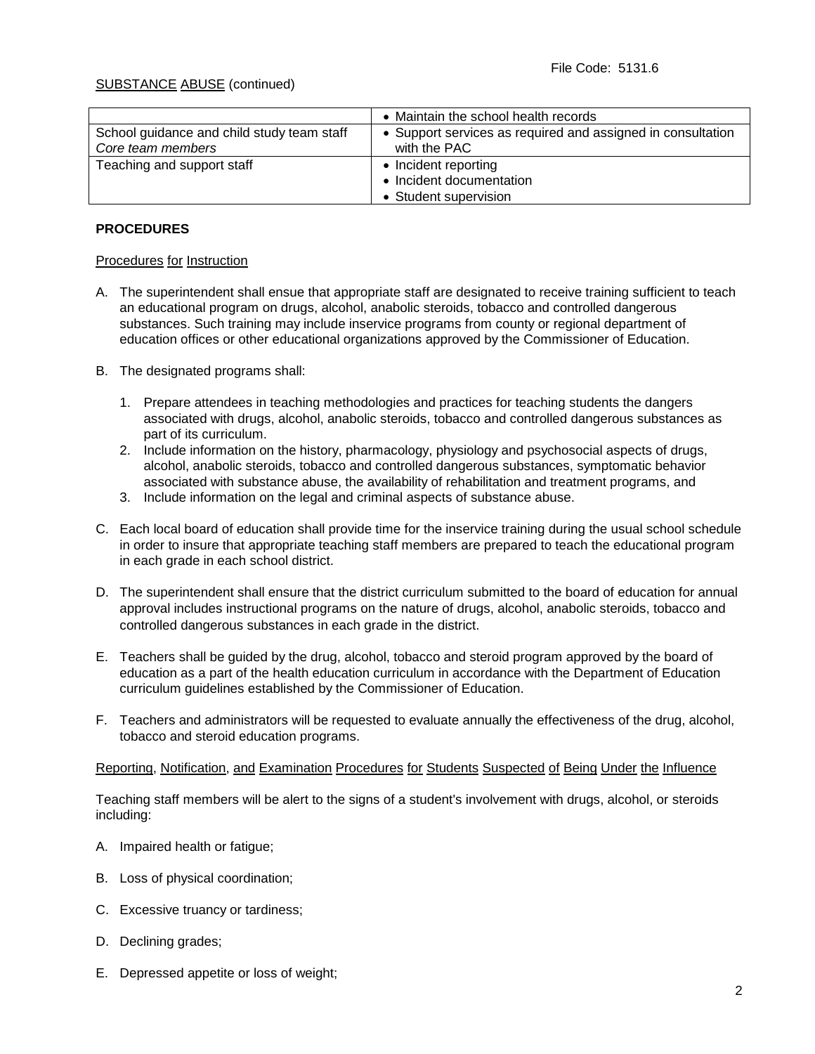File Code: 5131.6

SUBSTANCE ABUSE (continued)

| | |
|---|---|
| | • Maintain the school health records |
| School guidance and child study team staff<br>*Core team members* | • Support services as required and assigned in consultation with the PAC |
| Teaching and support staff | • Incident reporting<br>• Incident documentation<br>• Student supervision |

**PROCEDURES**

Procedures for Instruction

A. The superintendent shall ensue that appropriate staff are designated to receive training sufficient to teach an educational program on drugs, alcohol, anabolic steroids, tobacco and controlled dangerous substances. Such training may include inservice programs from county or regional department of education offices or other educational organizations approved by the Commissioner of Education.

B. The designated programs shall:

   1. Prepare attendees in teaching methodologies and practices for teaching students the dangers associated with drugs, alcohol, anabolic steroids, tobacco and controlled dangerous substances as part of its curriculum.
   2. Include information on the history, pharmacology, physiology and psychosocial aspects of drugs, alcohol, anabolic steroids, tobacco and controlled dangerous substances, symptomatic behavior associated with substance abuse, the availability of rehabilitation and treatment programs, and
   3. Include information on the legal and criminal aspects of substance abuse.

C. Each local board of education shall provide time for the inservice training during the usual school schedule in order to insure that appropriate teaching staff members are prepared to teach the educational program in each grade in each school district.

D. The superintendent shall ensure that the district curriculum submitted to the board of education for annual approval includes instructional programs on the nature of drugs, alcohol, anabolic steroids, tobacco and controlled dangerous substances in each grade in the district.

E. Teachers shall be guided by the drug, alcohol, tobacco and steroid program approved by the board of education as a part of the health education curriculum in accordance with the Department of Education curriculum guidelines established by the Commissioner of Education.

F. Teachers and administrators will be requested to evaluate annually the effectiveness of the drug, alcohol, tobacco and steroid education programs.

Reporting, Notification, and Examination Procedures for Students Suspected of Being Under the Influence

Teaching staff members will be alert to the signs of a student's involvement with drugs, alcohol, or steroids including:

A. Impaired health or fatigue;

B. Loss of physical coordination;

C. Excessive truancy or tardiness;

D. Declining grades;

E. Depressed appetite or loss of weight;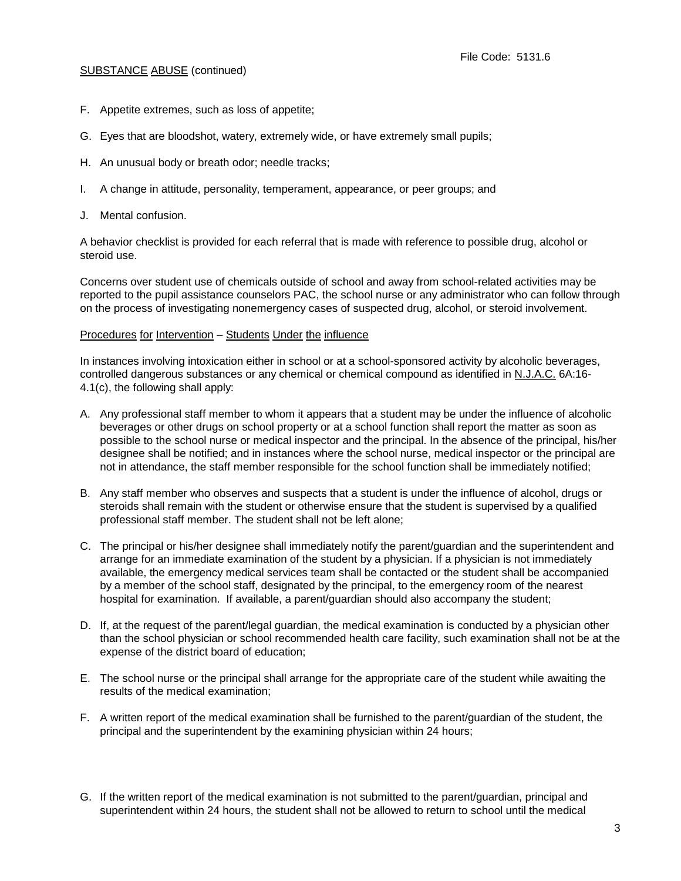F. Appetite extremes, such as loss of appetite;

G. Eyes that are bloodshot, watery, extremely wide, or have extremely small pupils;

H. An unusual body or breath odor; needle tracks;

I. A change in attitude, personality, temperament, appearance, or peer groups; and

J. Mental confusion.

A behavior checklist is provided for each referral that is made with reference to possible drug, alcohol or steroid use.

Concerns over student use of chemicals outside of school and away from school-related activities may be reported to the pupil assistance counselors PAC, the school nurse or any administrator who can follow through on the process of investigating nonemergency cases of suspected drug, alcohol, or steroid involvement.

Procedures for Intervention – Students Under the influence

In instances involving intoxication either in school or at a school-sponsored activity by alcoholic beverages, controlled dangerous substances or any chemical or chemical compound as identified in N.J.A.C. 6A:16-4.1(c), the following shall apply:

A. Any professional staff member to whom it appears that a student may be under the influence of alcoholic beverages or other drugs on school property or at a school function shall report the matter as soon as possible to the school nurse or medical inspector and the principal. In the absence of the principal, his/her designee shall be notified; and in instances where the school nurse, medical inspector or the principal are not in attendance, the staff member responsible for the school function shall be immediately notified;

B. Any staff member who observes and suspects that a student is under the influence of alcohol, drugs or steroids shall remain with the student or otherwise ensure that the student is supervised by a qualified professional staff member. The student shall not be left alone;

C. The principal or his/her designee shall immediately notify the parent/guardian and the superintendent and arrange for an immediate examination of the student by a physician. If a physician is not immediately available, the emergency medical services team shall be contacted or the student shall be accompanied by a member of the school staff, designated by the principal, to the emergency room of the nearest hospital for examination. If available, a parent/guardian should also accompany the student;

D. If, at the request of the parent/legal guardian, the medical examination is conducted by a physician other than the school physician or school recommended health care facility, such examination shall not be at the expense of the district board of education;

E. The school nurse or the principal shall arrange for the appropriate care of the student while awaiting the results of the medical examination;

F. A written report of the medical examination shall be furnished to the parent/guardian of the student, the principal and the superintendent by the examining physician within 24 hours;

G. If the written report of the medical examination is not submitted to the parent/guardian, principal and superintendent within 24 hours, the student shall not be allowed to return to school until the medical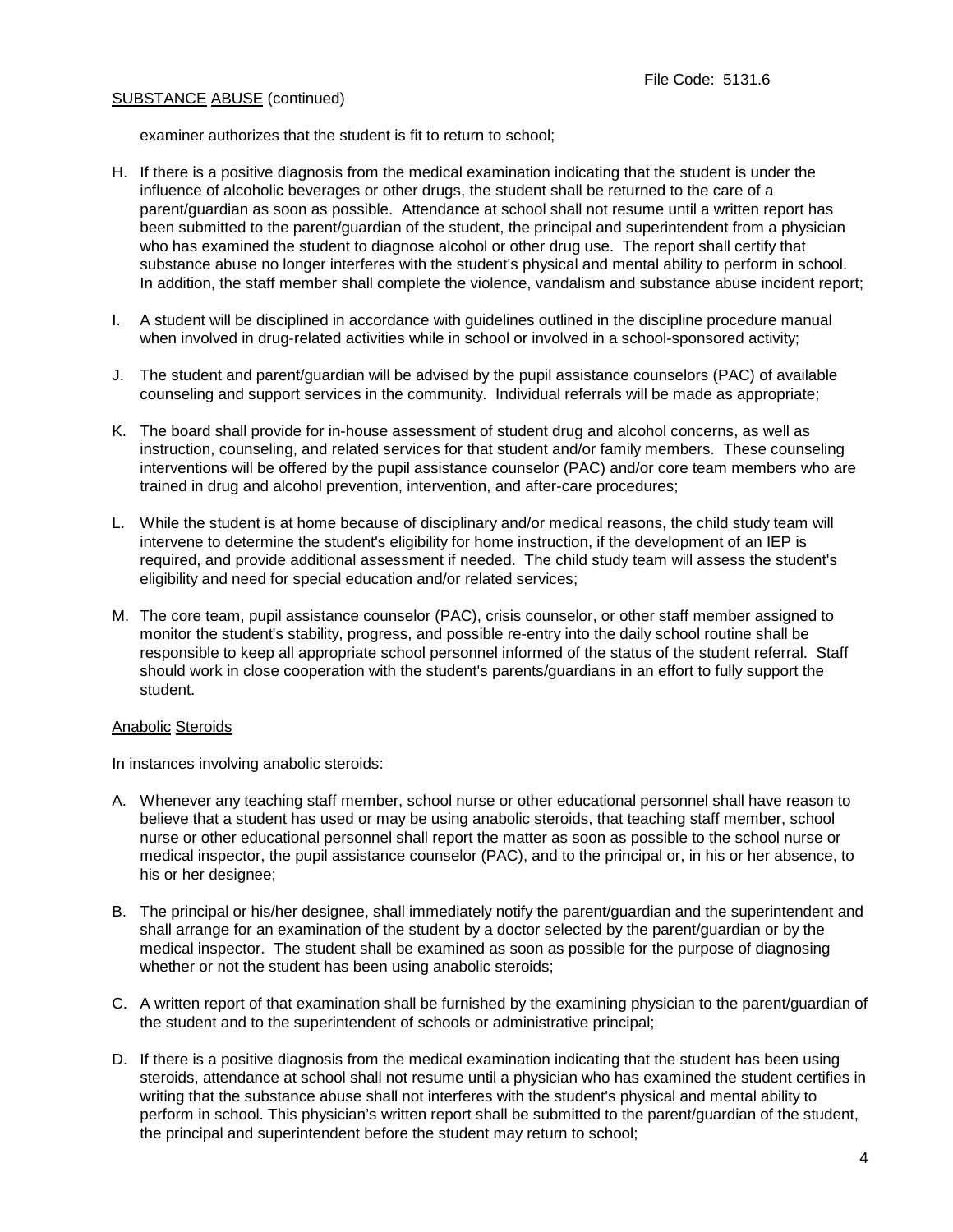examiner authorizes that the student is fit to return to school;

H. If there is a positive diagnosis from the medical examination indicating that the student is under the influence of alcoholic beverages or other drugs, the student shall be returned to the care of a parent/guardian as soon as possible. Attendance at school shall not resume until a written report has been submitted to the parent/guardian of the student, the principal and superintendent from a physician who has examined the student to diagnose alcohol or other drug use. The report shall certify that substance abuse no longer interferes with the student's physical and mental ability to perform in school. In addition, the staff member shall complete the violence, vandalism and substance abuse incident report;

I. A student will be disciplined in accordance with guidelines outlined in the discipline procedure manual when involved in drug-related activities while in school or involved in a school-sponsored activity;

J. The student and parent/guardian will be advised by the pupil assistance counselors (PAC) of available counseling and support services in the community. Individual referrals will be made as appropriate;

K. The board shall provide for in-house assessment of student drug and alcohol concerns, as well as instruction, counseling, and related services for that student and/or family members. These counseling interventions will be offered by the pupil assistance counselor (PAC) and/or core team members who are trained in drug and alcohol prevention, intervention, and after-care procedures;

L. While the student is at home because of disciplinary and/or medical reasons, the child study team will intervene to determine the student's eligibility for home instruction, if the development of an IEP is required, and provide additional assessment if needed. The child study team will assess the student's eligibility and need for special education and/or related services;

M. The core team, pupil assistance counselor (PAC), crisis counselor, or other staff member assigned to monitor the student's stability, progress, and possible re-entry into the daily school routine shall be responsible to keep all appropriate school personnel informed of the status of the student referral. Staff should work in close cooperation with the student's parents/guardians in an effort to fully support the student.

## Anabolic Steroids

In instances involving anabolic steroids:

A. Whenever any teaching staff member, school nurse or other educational personnel shall have reason to believe that a student has used or may be using anabolic steroids, that teaching staff member, school nurse or other educational personnel shall report the matter as soon as possible to the school nurse or medical inspector, the pupil assistance counselor (PAC), and to the principal or, in his or her absence, to his or her designee;

B. The principal or his/her designee, shall immediately notify the parent/guardian and the superintendent and shall arrange for an examination of the student by a doctor selected by the parent/guardian or by the medical inspector. The student shall be examined as soon as possible for the purpose of diagnosing whether or not the student has been using anabolic steroids;

C. A written report of that examination shall be furnished by the examining physician to the parent/guardian of the student and to the superintendent of schools or administrative principal;

D. If there is a positive diagnosis from the medical examination indicating that the student has been using steroids, attendance at school shall not resume until a physician who has examined the student certifies in writing that the substance abuse shall not interferes with the student's physical and mental ability to perform in school. This physician's written report shall be submitted to the parent/guardian of the student, the principal and superintendent before the student may return to school;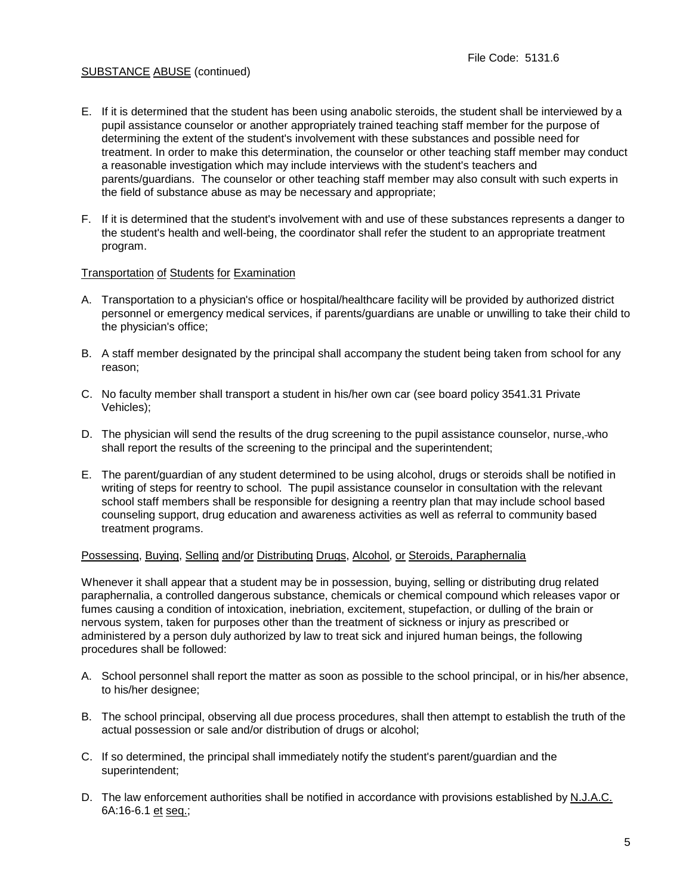SUBSTANCE ABUSE (continued)

E. If it is determined that the student has been using anabolic steroids, the student shall be interviewed by a pupil assistance counselor or another appropriately trained teaching staff member for the purpose of determining the extent of the student's involvement with these substances and possible need for treatment. In order to make this determination, the counselor or other teaching staff member may conduct a reasonable investigation which may include interviews with the student's teachers and parents/guardians. The counselor or other teaching staff member may also consult with such experts in the field of substance abuse as may be necessary and appropriate;

F. If it is determined that the student's involvement with and use of these substances represents a danger to the student's health and well-being, the coordinator shall refer the student to an appropriate treatment program.

Transportation of Students for Examination

A. Transportation to a physician's office or hospital/healthcare facility will be provided by authorized district personnel or emergency medical services, if parents/guardians are unable or unwilling to take their child to the physician's office;

B. A staff member designated by the principal shall accompany the student being taken from school for any reason;

C. No faculty member shall transport a student in his/her own car (see board policy 3541.31 Private Vehicles);

D. The physician will send the results of the drug screening to the pupil assistance counselor, nurse, who shall report the results of the screening to the principal and the superintendent;

E. The parent/guardian of any student determined to be using alcohol, drugs or steroids shall be notified in writing of steps for reentry to school. The pupil assistance counselor in consultation with the relevant school staff members shall be responsible for designing a reentry plan that may include school based counseling support, drug education and awareness activities as well as referral to community based treatment programs.

Possessing, Buying, Selling and/or Distributing Drugs, Alcohol, or Steroids, Paraphernalia

Whenever it shall appear that a student may be in possession, buying, selling or distributing drug related paraphernalia, a controlled dangerous substance, chemicals or chemical compound which releases vapor or fumes causing a condition of intoxication, inebriation, excitement, stupefaction, or dulling of the brain or nervous system, taken for purposes other than the treatment of sickness or injury as prescribed or administered by a person duly authorized by law to treat sick and injured human beings, the following procedures shall be followed:

A. School personnel shall report the matter as soon as possible to the school principal, or in his/her absence, to his/her designee;

B. The school principal, observing all due process procedures, shall then attempt to establish the truth of the actual possession or sale and/or distribution of drugs or alcohol;

C. If so determined, the principal shall immediately notify the student's parent/guardian and the superintendent;

D. The law enforcement authorities shall be notified in accordance with provisions established by N.J.A.C. 6A:16-6.1 et seq.;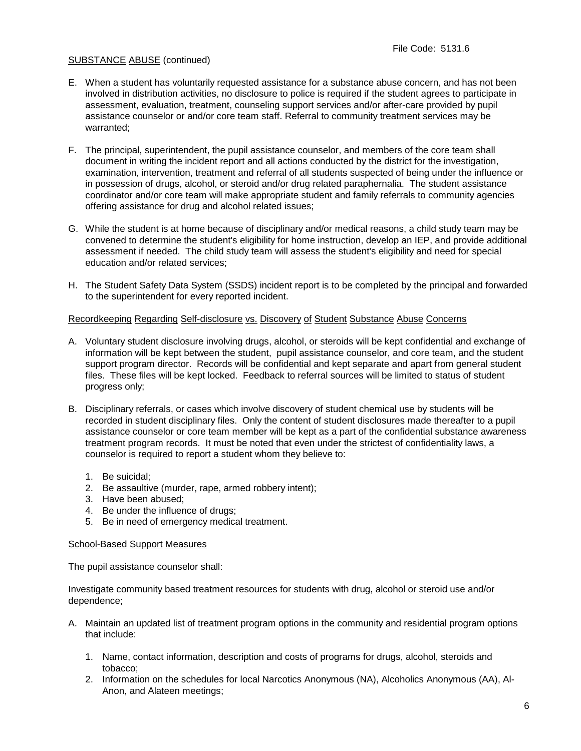SUBSTANCE ABUSE (continued)

E. When a student has voluntarily requested assistance for a substance abuse concern, and has not been involved in distribution activities, no disclosure to police is required if the student agrees to participate in assessment, evaluation, treatment, counseling support services and/or after-care provided by pupil assistance counselor or and/or core team staff. Referral to community treatment services may be warranted;

F. The principal, superintendent, the pupil assistance counselor, and members of the core team shall document in writing the incident report and all actions conducted by the district for the investigation, examination, intervention, treatment and referral of all students suspected of being under the influence or in possession of drugs, alcohol, or steroid and/or drug related paraphernalia. The student assistance coordinator and/or core team will make appropriate student and family referrals to community agencies offering assistance for drug and alcohol related issues;

G. While the student is at home because of disciplinary and/or medical reasons, a child study team may be convened to determine the student's eligibility for home instruction, develop an IEP, and provide additional assessment if needed. The child study team will assess the student's eligibility and need for special education and/or related services;

H. The Student Safety Data System (SSDS) incident report is to be completed by the principal and forwarded to the superintendent for every reported incident.

Recordkeeping Regarding Self-disclosure vs. Discovery of Student Substance Abuse Concerns

A. Voluntary student disclosure involving drugs, alcohol, or steroids will be kept confidential and exchange of information will be kept between the student, pupil assistance counselor, and core team, and the student support program director. Records will be confidential and kept separate and apart from general student files. These files will be kept locked. Feedback to referral sources will be limited to status of student progress only;

B. Disciplinary referrals, or cases which involve discovery of student chemical use by students will be recorded in student disciplinary files. Only the content of student disclosures made thereafter to a pupil assistance counselor or core team member will be kept as a part of the confidential substance awareness treatment program records. It must be noted that even under the strictest of confidentiality laws, a counselor is required to report a student whom they believe to:

    1. Be suicidal;
    2. Be assaultive (murder, rape, armed robbery intent);
    3. Have been abused;
    4. Be under the influence of drugs;
    5. Be in need of emergency medical treatment.

School-Based Support Measures

The pupil assistance counselor shall:

Investigate community based treatment resources for students with drug, alcohol or steroid use and/or dependence;

A. Maintain an updated list of treatment program options in the community and residential program options that include:

    1. Name, contact information, description and costs of programs for drugs, alcohol, steroids and tobacco;
    2. Information on the schedules for local Narcotics Anonymous (NA), Alcoholics Anonymous (AA), Al-Anon, and Alateen meetings;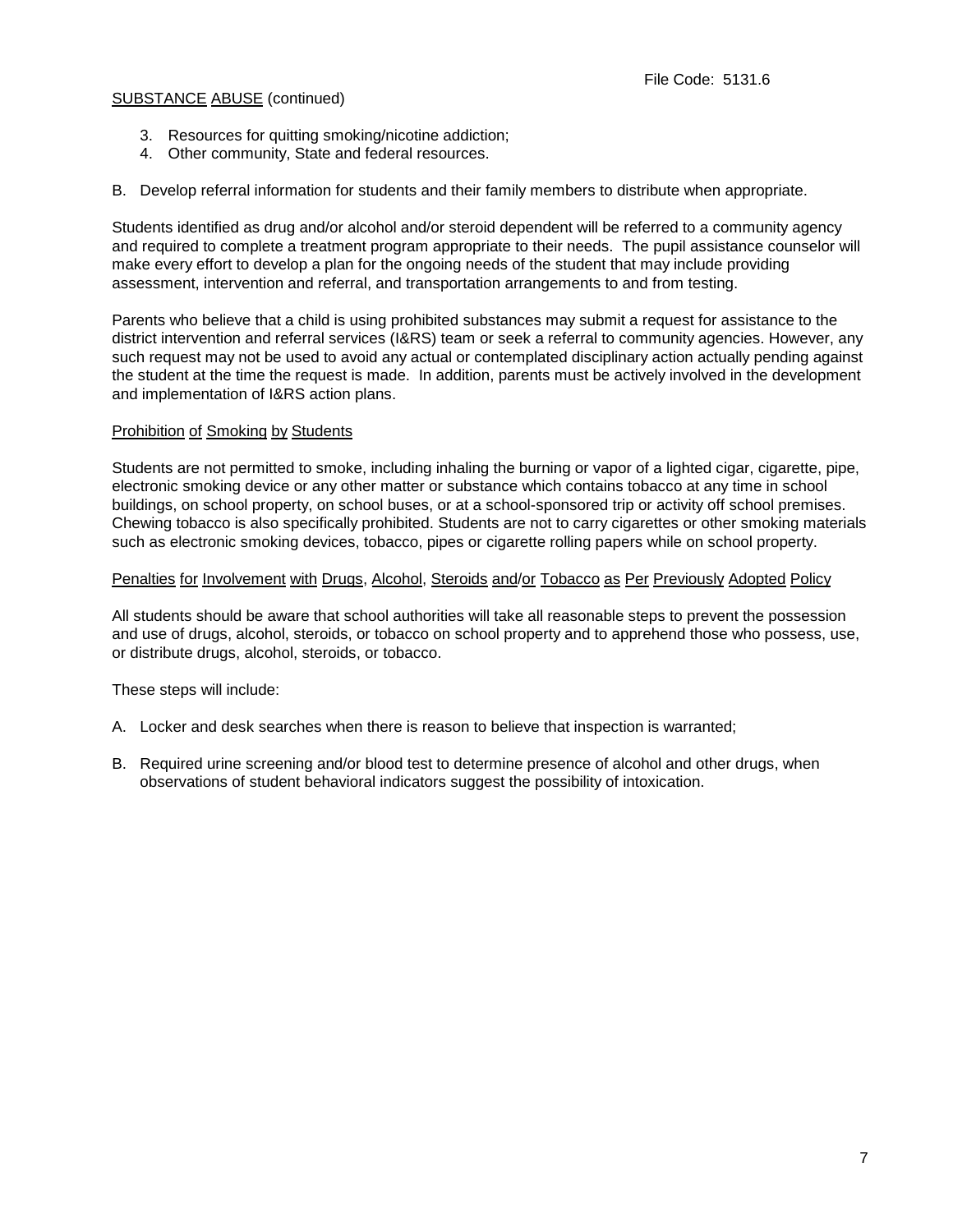3. Resources for quitting smoking/nicotine addiction;
4. Other community, State and federal resources.

B. Develop referral information for students and their family members to distribute when appropriate.

Students identified as drug and/or alcohol and/or steroid dependent will be referred to a community agency and required to complete a treatment program appropriate to their needs. The pupil assistance counselor will make every effort to develop a plan for the ongoing needs of the student that may include providing assessment, intervention and referral, and transportation arrangements to and from testing.

Parents who believe that a child is using prohibited substances may submit a request for assistance to the district intervention and referral services (I&RS) team or seek a referral to community agencies. However, any such request may not be used to avoid any actual or contemplated disciplinary action actually pending against the student at the time the request is made. In addition, parents must be actively involved in the development and implementation of I&RS action plans.

## Prohibition of Smoking by Students

Students are not permitted to smoke, including inhaling the burning or vapor of a lighted cigar, cigarette, pipe, electronic smoking device or any other matter or substance which contains tobacco at any time in school buildings, on school property, on school buses, or at a school-sponsored trip or activity off school premises. Chewing tobacco is also specifically prohibited. Students are not to carry cigarettes or other smoking materials such as electronic smoking devices, tobacco, pipes or cigarette rolling papers while on school property.

## Penalties for Involvement with Drugs, Alcohol, Steroids and/or Tobacco as Per Previously Adopted Policy

All students should be aware that school authorities will take all reasonable steps to prevent the possession and use of drugs, alcohol, steroids, or tobacco on school property and to apprehend those who possess, use, or distribute drugs, alcohol, steroids, or tobacco.

These steps will include:

A. Locker and desk searches when there is reason to believe that inspection is warranted;

B. Required urine screening and/or blood test to determine presence of alcohol and other drugs, when observations of student behavioral indicators suggest the possibility of intoxication.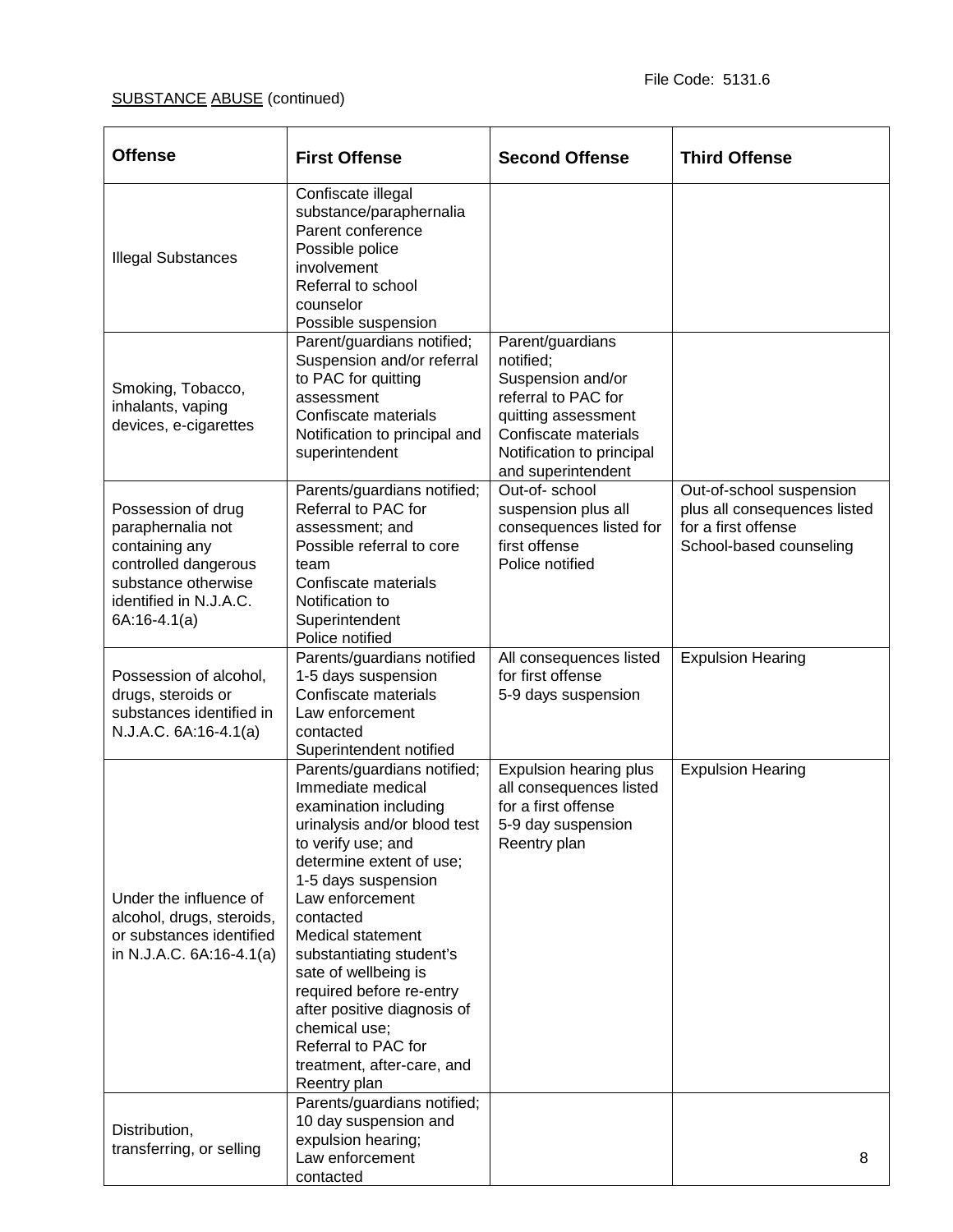File Code: 5131.6

SUBSTANCE ABUSE (continued)

| Offense | First Offense | Second Offense | Third Offense |
|---|---|---|---|
| Illegal Substances | Confiscate illegal substance/paraphernalia<br>Parent conference<br>Possible police involvement<br>Referral to school counselor<br>Possible suspension | | |
| Smoking, Tobacco, inhalants, vaping devices, e-cigarettes | Parent/guardians notified;<br>Suspension and/or referral to PAC for quitting assessment<br>Confiscate materials<br>Notification to principal and superintendent | Parent/guardians notified;<br>Suspension and/or referral to PAC for quitting assessment<br>Confiscate materials<br>Notification to principal and superintendent | |
| Possession of drug paraphernalia not containing any controlled dangerous substance otherwise identified in N.J.A.C. 6A:16-4.1(a) | Parents/guardians notified;<br>Referral to PAC for assessment; and<br>Possible referral to core team<br>Confiscate materials<br>Notification to Superintendent<br>Police notified | Out-of- school suspension plus all consequences listed for first offense<br>Police notified | Out-of-school suspension plus all consequences listed for a first offense<br>School-based counseling |
| Possession of alcohol, drugs, steroids or substances identified in N.J.A.C. 6A:16-4.1(a) | Parents/guardians notified<br>1-5 days suspension<br>Confiscate materials<br>Law enforcement contacted<br>Superintendent notified | All consequences listed for first offense<br>5-9 days suspension | Expulsion Hearing |
| Under the influence of alcohol, drugs, steroids, or substances identified in N.J.A.C. 6A:16-4.1(a) | Parents/guardians notified;<br>Immediate medical examination including urinalysis and/or blood test to verify use; and determine extent of use;<br>1-5 days suspension<br>Law enforcement contacted<br>Medical statement substantiating student's sate of wellbeing is required before re-entry after positive diagnosis of chemical use;<br>Referral to PAC for treatment, after-care, and Reentry plan | Expulsion hearing plus all consequences listed for a first offense<br>5-9 day suspension<br>Reentry plan | Expulsion Hearing |
| Distribution, transferring, or selling | Parents/guardians notified;<br>10 day suspension and expulsion hearing;<br>Law enforcement contacted | | |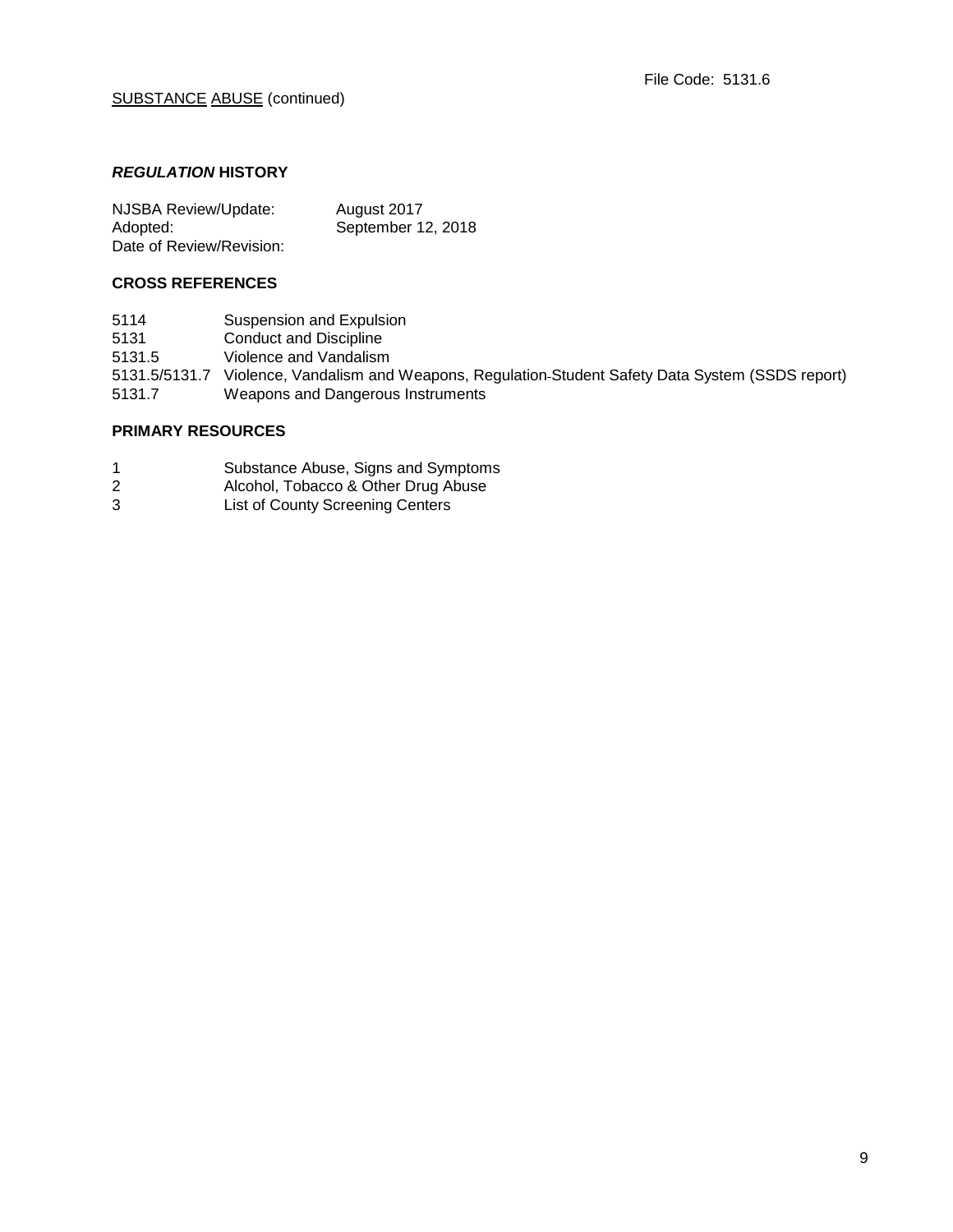## *REGULATION* HISTORY

| | |
|---|---|
| NJSBA Review/Update: | August 2017 |
| Adopted: | September 12, 2018 |
| Date of Review/Revision: | |

## CROSS REFERENCES

| | |
|---|---|
| 5114 | Suspension and Expulsion |
| 5131 | Conduct and Discipline |
| 5131.5 | Violence and Vandalism |
| 5131.5/5131.7 | Violence, Vandalism and Weapons, Regulation-Student Safety Data System (SSDS report) |
| 5131.7 | Weapons and Dangerous Instruments |

## PRIMARY RESOURCES

| | |
|---|---|
| 1 | Substance Abuse, Signs and Symptoms |
| 2 | Alcohol, Tobacco & Other Drug Abuse |
| 3 | List of County Screening Centers |